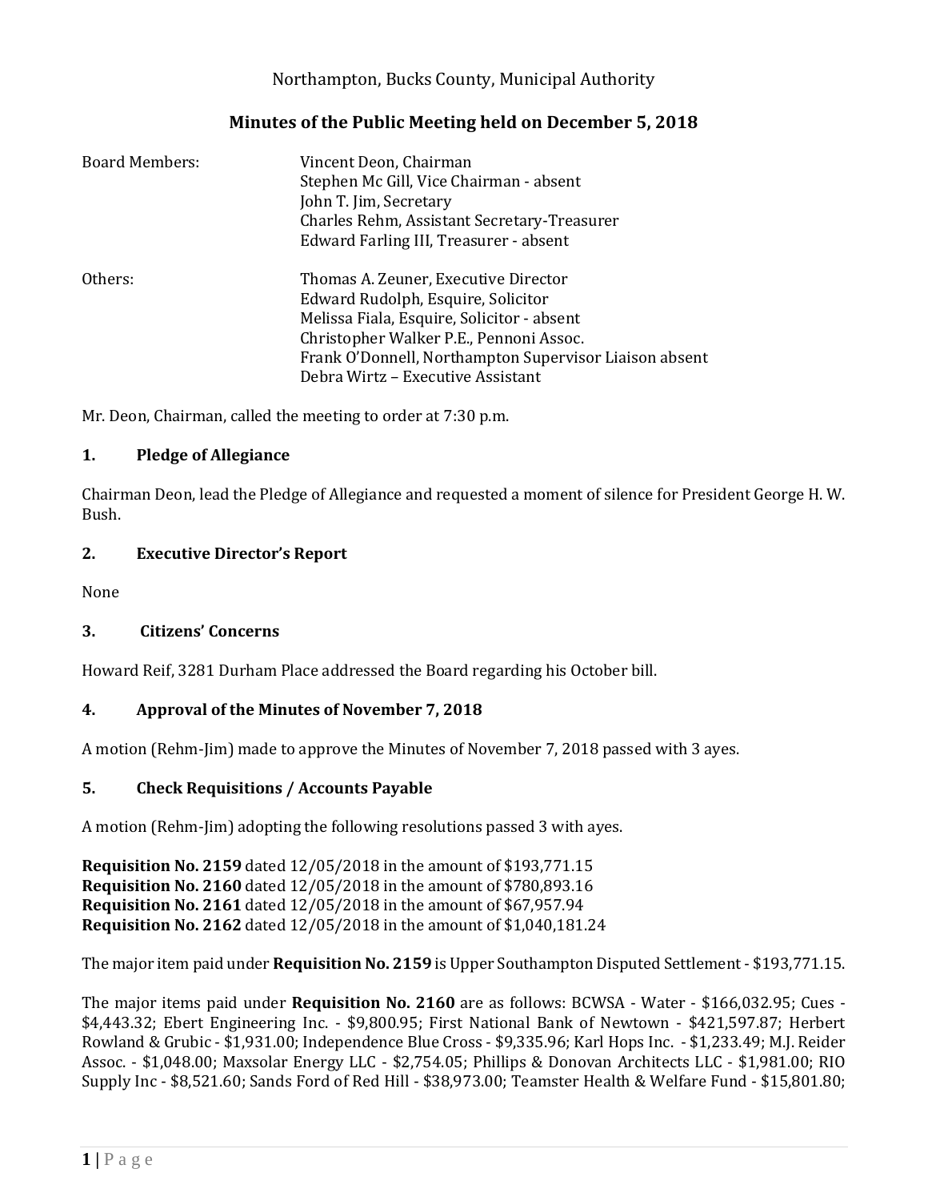Northampton, Bucks County, Municipal Authority

## Minutes of the Public Meeting held on December 5, 2018

| | |
|---|---|
| Board Members: | Vincent Deon, Chairman |
| | Stephen Mc Gill, Vice Chairman - absent |
| | John T. Jim, Secretary |
| | Charles Rehm, Assistant Secretary-Treasurer |
| | Edward Farling III, Treasurer - absent |
| Others: | Thomas A. Zeuner, Executive Director |
| | Edward Rudolph, Esquire, Solicitor |
| | Melissa Fiala, Esquire, Solicitor - absent |
| | Christopher Walker P.E., Pennoni Assoc. |
| | Frank O'Donnell, Northampton Supervisor Liaison absent |
| | Debra Wirtz – Executive Assistant |

Mr. Deon, Chairman, called the meeting to order at 7:30 p.m.

### 1. Pledge of Allegiance

Chairman Deon, lead the Pledge of Allegiance and requested a moment of silence for President George H. W. Bush.

### 2. Executive Director's Report

None

### 3. Citizens' Concerns

Howard Reif, 3281 Durham Place addressed the Board regarding his October bill.

### 4. Approval of the Minutes of November 7, 2018

A motion (Rehm-Jim) made to approve the Minutes of November 7, 2018 passed with 3 ayes.

### 5. Check Requisitions / Accounts Payable

A motion (Rehm-Jim) adopting the following resolutions passed 3 with ayes.

**Requisition No. 2159** dated 12/05/2018 in the amount of $193,771.15
**Requisition No. 2160** dated 12/05/2018 in the amount of $780,893.16
**Requisition No. 2161** dated 12/05/2018 in the amount of $67,957.94
**Requisition No. 2162** dated 12/05/2018 in the amount of $1,040,181.24

The major item paid under **Requisition No. 2159** is Upper Southampton Disputed Settlement - $193,771.15.

The major items paid under **Requisition No. 2160** are as follows: BCWSA - Water - $166,032.95; Cues - $4,443.32; Ebert Engineering Inc. - $9,800.95; First National Bank of Newtown - $421,597.87; Herbert Rowland & Grubic - $1,931.00; Independence Blue Cross - $9,335.96; Karl Hops Inc. - $1,233.49; M.J. Reider Assoc. - $1,048.00; Maxsolar Energy LLC - $2,754.05; Phillips & Donovan Architects LLC - $1,981.00; RIO Supply Inc - $8,521.60; Sands Ford of Red Hill - $38,973.00; Teamster Health & Welfare Fund - $15,801.80;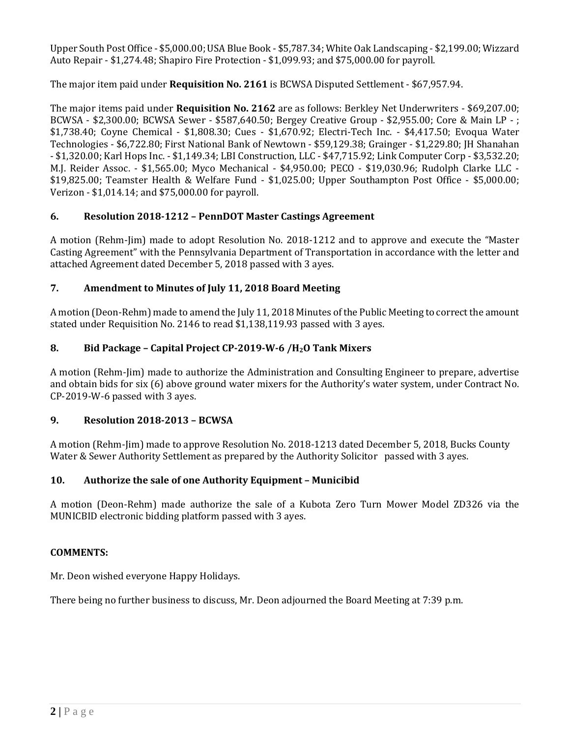Upper South Post Office - $5,000.00; USA Blue Book - $5,787.34; White Oak Landscaping - $2,199.00; Wizzard Auto Repair - $1,274.48; Shapiro Fire Protection - $1,099.93; and $75,000.00 for payroll.

The major item paid under **Requisition No. 2161** is BCWSA Disputed Settlement - $67,957.94.

The major items paid under **Requisition No. 2162** are as follows: Berkley Net Underwriters - $69,207.00; BCWSA - $2,300.00; BCWSA Sewer - $587,640.50; Bergey Creative Group - $2,955.00; Core & Main LP - ; $1,738.40; Coyne Chemical - $1,808.30; Cues - $1,670.92; Electri-Tech Inc. - $4,417.50; Evoqua Water Technologies - $6,722.80; First National Bank of Newtown - $59,129.38; Grainger - $1,229.80; JH Shanahan - $1,320.00; Karl Hops Inc. - $1,149.34; LBI Construction, LLC - $47,715.92; Link Computer Corp - $3,532.20; M.J. Reider Assoc. - $1,565.00; Myco Mechanical - $4,950.00; PECO - $19,030.96; Rudolph Clarke LLC - $19,825.00; Teamster Health & Welfare Fund - $1,025.00; Upper Southampton Post Office - $5,000.00; Verizon - $1,014.14; and $75,000.00 for payroll.

**6. Resolution 2018-1212 – PennDOT Master Castings Agreement**

A motion (Rehm-Jim) made to adopt Resolution No. 2018-1212 and to approve and execute the "Master Casting Agreement" with the Pennsylvania Department of Transportation in accordance with the letter and attached Agreement dated December 5, 2018 passed with 3 ayes.

**7. Amendment to Minutes of July 11, 2018 Board Meeting**

A motion (Deon-Rehm) made to amend the July 11, 2018 Minutes of the Public Meeting to correct the amount stated under Requisition No. 2146 to read $1,138,119.93 passed with 3 ayes.

**8. Bid Package – Capital Project CP-2019-W-6 /$H_2O$ Tank Mixers**

A motion (Rehm-Jim) made to authorize the Administration and Consulting Engineer to prepare, advertise and obtain bids for six (6) above ground water mixers for the Authority's water system, under Contract No. CP-2019-W-6 passed with 3 ayes.

**9. Resolution 2018-2013 – BCWSA**

A motion (Rehm-Jim) made to approve Resolution No. 2018-1213 dated December 5, 2018, Bucks County Water & Sewer Authority Settlement as prepared by the Authority Solicitor passed with 3 ayes.

**10. Authorize the sale of one Authority Equipment – Municibid**

A motion (Deon-Rehm) made authorize the sale of a Kubota Zero Turn Mower Model ZD326 via the MUNICBID electronic bidding platform passed with 3 ayes.

**COMMENTS:**

Mr. Deon wished everyone Happy Holidays.

There being no further business to discuss, Mr. Deon adjourned the Board Meeting at 7:39 p.m.